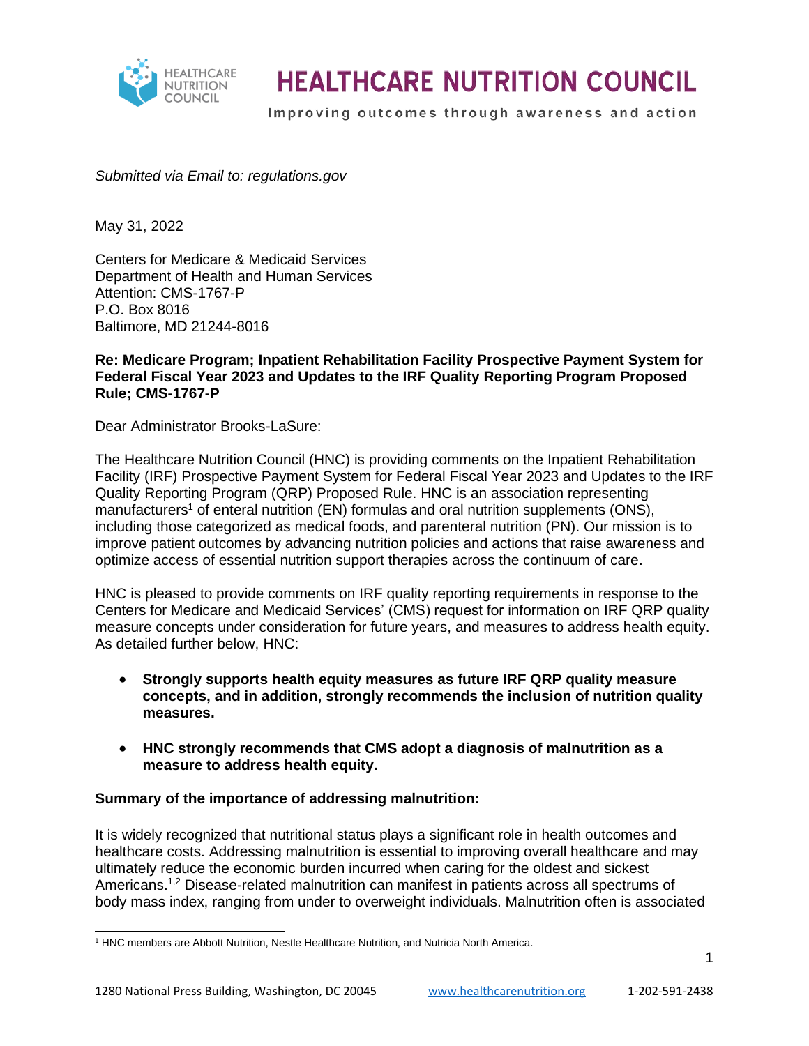# HEALTHCARE NUTRITION COUNCIL

Improving outcomes through awareness and action

*Submitted via Email to: regulations.gov*

May 31, 2022

Centers for Medicare & Medicaid Services
Department of Health and Human Services
Attention: CMS-1767-P
P.O. Box 8016
Baltimore, MD 21244-8016

**Re: Medicare Program; Inpatient Rehabilitation Facility Prospective Payment System for Federal Fiscal Year 2023 and Updates to the IRF Quality Reporting Program Proposed Rule; CMS-1767-P**

Dear Administrator Brooks-LaSure:

The Healthcare Nutrition Council (HNC) is providing comments on the Inpatient Rehabilitation Facility (IRF) Prospective Payment System for Federal Fiscal Year 2023 and Updates to the IRF Quality Reporting Program (QRP) Proposed Rule. HNC is an association representing manufacturers[1] of enteral nutrition (EN) formulas and oral nutrition supplements (ONS), including those categorized as medical foods, and parenteral nutrition (PN). Our mission is to improve patient outcomes by advancing nutrition policies and actions that raise awareness and optimize access of essential nutrition support therapies across the continuum of care.

HNC is pleased to provide comments on IRF quality reporting requirements in response to the Centers for Medicare and Medicaid Services' (CMS) request for information on IRF QRP quality measure concepts under consideration for future years, and measures to address health equity. As detailed further below, HNC:

- **Strongly supports health equity measures as future IRF QRP quality measure concepts, and in addition, strongly recommends the inclusion of nutrition quality measures.**
- **HNC strongly recommends that CMS adopt a diagnosis of malnutrition as a measure to address health equity.**

**Summary of the importance of addressing malnutrition:**

It is widely recognized that nutritional status plays a significant role in health outcomes and healthcare costs. Addressing malnutrition is essential to improving overall healthcare and may ultimately reduce the economic burden incurred when caring for the oldest and sickest Americans.[1,2] Disease-related malnutrition can manifest in patients across all spectrums of body mass index, ranging from under to overweight individuals. Malnutrition often is associated

[1] HNC members are Abbott Nutrition, Nestle Healthcare Nutrition, and Nutricia North America.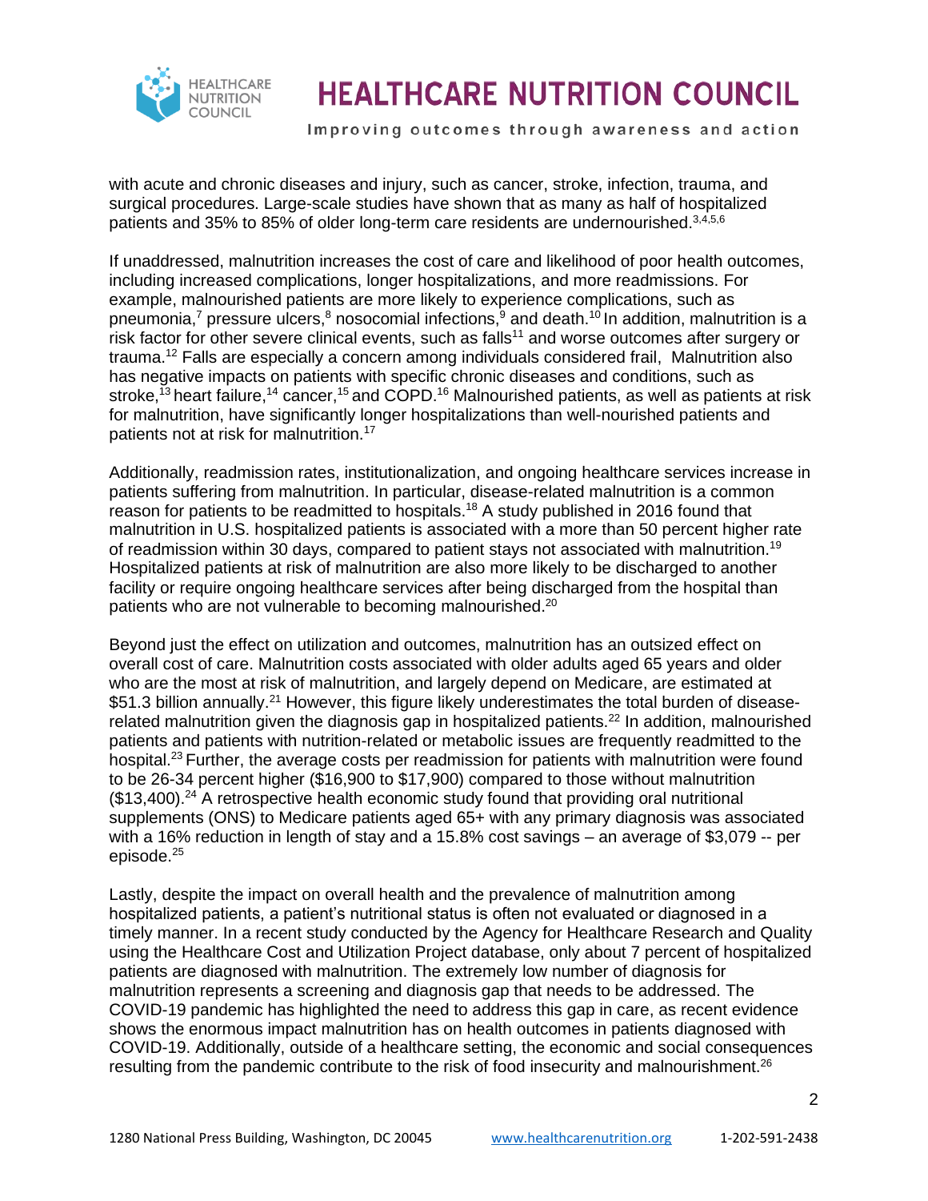with acute and chronic diseases and injury, such as cancer, stroke, infection, trauma, and surgical procedures. Large-scale studies have shown that as many as half of hospitalized patients and 35% to 85% of older long-term care residents are undernourished.[3,4,5,6]

If unaddressed, malnutrition increases the cost of care and likelihood of poor health outcomes, including increased complications, longer hospitalizations, and more readmissions. For example, malnourished patients are more likely to experience complications, such as pneumonia,[7] pressure ulcers,[8] nosocomial infections,[9] and death.[10] In addition, malnutrition is a risk factor for other severe clinical events, such as falls[11] and worse outcomes after surgery or trauma.[12] Falls are especially a concern among individuals considered frail, Malnutrition also has negative impacts on patients with specific chronic diseases and conditions, such as stroke,[13] heart failure,[14] cancer,[15] and COPD.[16] Malnourished patients, as well as patients at risk for malnutrition, have significantly longer hospitalizations than well-nourished patients and patients not at risk for malnutrition.[17]

Additionally, readmission rates, institutionalization, and ongoing healthcare services increase in patients suffering from malnutrition. In particular, disease-related malnutrition is a common reason for patients to be readmitted to hospitals.[18] A study published in 2016 found that malnutrition in U.S. hospitalized patients is associated with a more than 50 percent higher rate of readmission within 30 days, compared to patient stays not associated with malnutrition.[19] Hospitalized patients at risk of malnutrition are also more likely to be discharged to another facility or require ongoing healthcare services after being discharged from the hospital than patients who are not vulnerable to becoming malnourished.[20]

Beyond just the effect on utilization and outcomes, malnutrition has an outsized effect on overall cost of care. Malnutrition costs associated with older adults aged 65 years and older who are the most at risk of malnutrition, and largely depend on Medicare, are estimated at $51.3 billion annually.[21] However, this figure likely underestimates the total burden of disease-related malnutrition given the diagnosis gap in hospitalized patients.[22] In addition, malnourished patients and patients with nutrition-related or metabolic issues are frequently readmitted to the hospital.[23] Further, the average costs per readmission for patients with malnutrition were found to be 26-34 percent higher ($16,900 to $17,900) compared to those without malnutrition ($13,400).[24] A retrospective health economic study found that providing oral nutritional supplements (ONS) to Medicare patients aged 65+ with any primary diagnosis was associated with a 16% reduction in length of stay and a 15.8% cost savings – an average of $3,079 -- per episode.[25]

Lastly, despite the impact on overall health and the prevalence of malnutrition among hospitalized patients, a patient's nutritional status is often not evaluated or diagnosed in a timely manner. In a recent study conducted by the Agency for Healthcare Research and Quality using the Healthcare Cost and Utilization Project database, only about 7 percent of hospitalized patients are diagnosed with malnutrition. The extremely low number of diagnosis for malnutrition represents a screening and diagnosis gap that needs to be addressed. The COVID-19 pandemic has highlighted the need to address this gap in care, as recent evidence shows the enormous impact malnutrition has on health outcomes in patients diagnosed with COVID-19. Additionally, outside of a healthcare setting, the economic and social consequences resulting from the pandemic contribute to the risk of food insecurity and malnourishment.[26]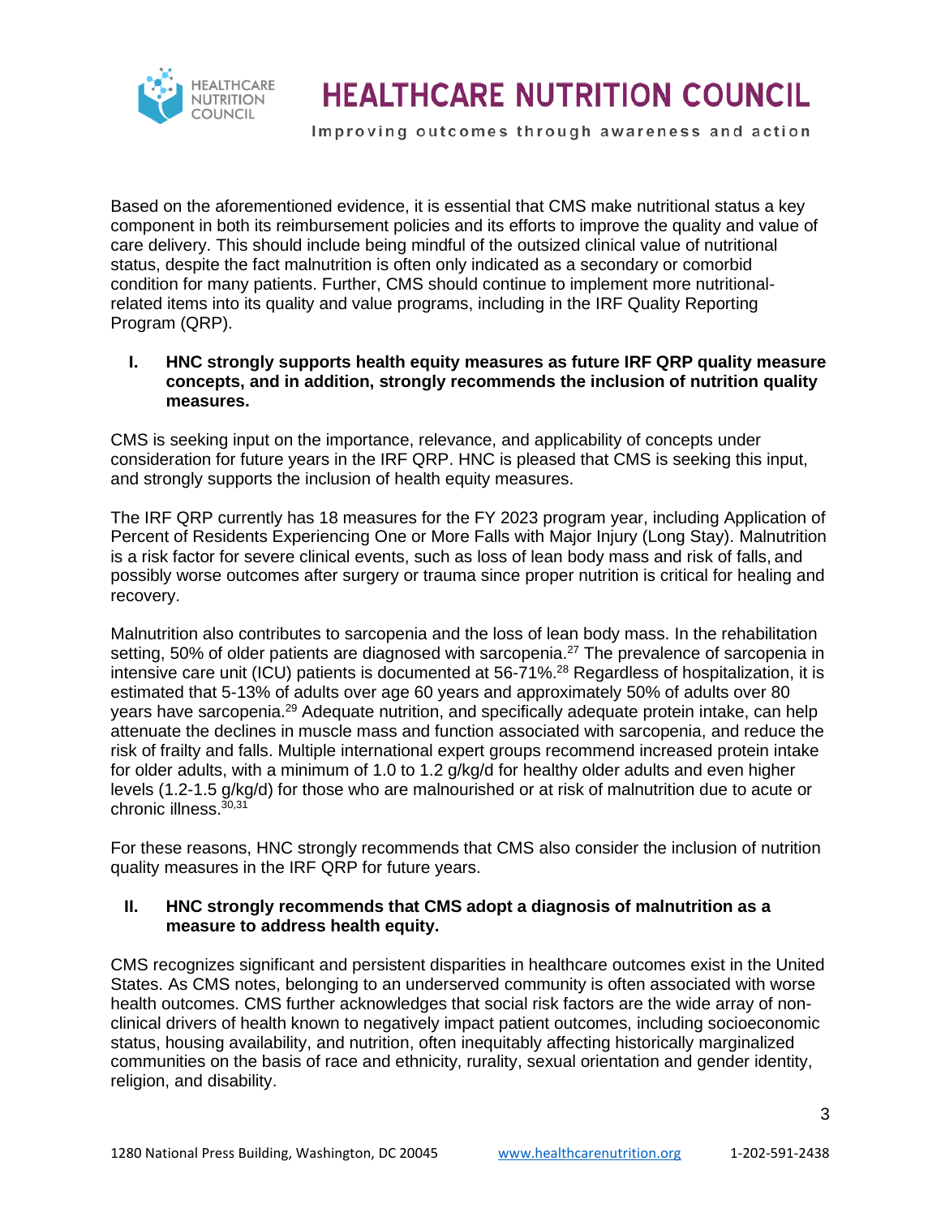Based on the aforementioned evidence, it is essential that CMS make nutritional status a key component in both its reimbursement policies and its efforts to improve the quality and value of care delivery. This should include being mindful of the outsized clinical value of nutritional status, despite the fact malnutrition is often only indicated as a secondary or comorbid condition for many patients. Further, CMS should continue to implement more nutritional-related items into its quality and value programs, including in the IRF Quality Reporting Program (QRP).

**I. HNC strongly supports health equity measures as future IRF QRP quality measure concepts, and in addition, strongly recommends the inclusion of nutrition quality measures.**

CMS is seeking input on the importance, relevance, and applicability of concepts under consideration for future years in the IRF QRP. HNC is pleased that CMS is seeking this input, and strongly supports the inclusion of health equity measures.

The IRF QRP currently has 18 measures for the FY 2023 program year, including Application of Percent of Residents Experiencing One or More Falls with Major Injury (Long Stay). Malnutrition is a risk factor for severe clinical events, such as loss of lean body mass and risk of falls, and possibly worse outcomes after surgery or trauma since proper nutrition is critical for healing and recovery.

Malnutrition also contributes to sarcopenia and the loss of lean body mass. In the rehabilitation setting, 50% of older patients are diagnosed with sarcopenia.[27] The prevalence of sarcopenia in intensive care unit (ICU) patients is documented at 56-71%.[28] Regardless of hospitalization, it is estimated that 5-13% of adults over age 60 years and approximately 50% of adults over 80 years have sarcopenia.[29] Adequate nutrition, and specifically adequate protein intake, can help attenuate the declines in muscle mass and function associated with sarcopenia, and reduce the risk of frailty and falls. Multiple international expert groups recommend increased protein intake for older adults, with a minimum of 1.0 to 1.2 g/kg/d for healthy older adults and even higher levels (1.2-1.5 g/kg/d) for those who are malnourished or at risk of malnutrition due to acute or chronic illness.[30,31]

For these reasons, HNC strongly recommends that CMS also consider the inclusion of nutrition quality measures in the IRF QRP for future years.

**II. HNC strongly recommends that CMS adopt a diagnosis of malnutrition as a measure to address health equity.**

CMS recognizes significant and persistent disparities in healthcare outcomes exist in the United States. As CMS notes, belonging to an underserved community is often associated with worse health outcomes. CMS further acknowledges that social risk factors are the wide array of non-clinical drivers of health known to negatively impact patient outcomes, including socioeconomic status, housing availability, and nutrition, often inequitably affecting historically marginalized communities on the basis of race and ethnicity, rurality, sexual orientation and gender identity, religion, and disability.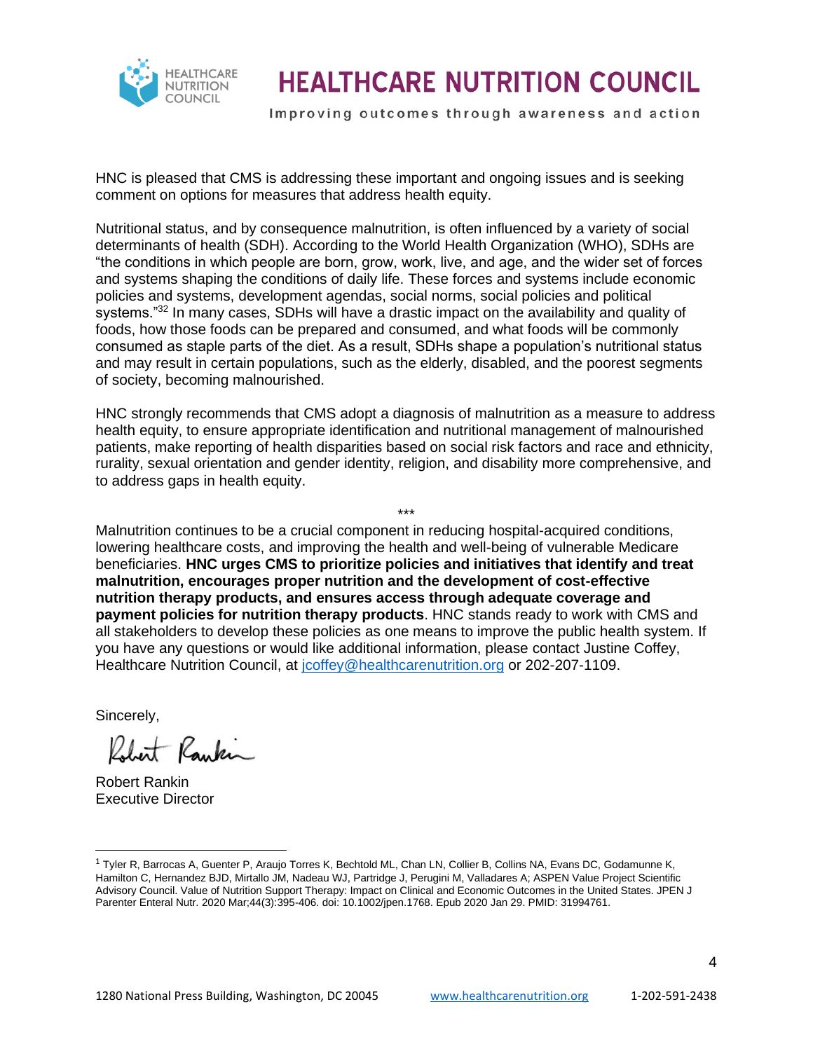HNC is pleased that CMS is addressing these important and ongoing issues and is seeking comment on options for measures that address health equity.

Nutritional status, and by consequence malnutrition, is often influenced by a variety of social determinants of health (SDH). According to the World Health Organization (WHO), SDHs are "the conditions in which people are born, grow, work, live, and age, and the wider set of forces and systems shaping the conditions of daily life. These forces and systems include economic policies and systems, development agendas, social norms, social policies and political systems."[32] In many cases, SDHs will have a drastic impact on the availability and quality of foods, how those foods can be prepared and consumed, and what foods will be commonly consumed as staple parts of the diet. As a result, SDHs shape a population's nutritional status and may result in certain populations, such as the elderly, disabled, and the poorest segments of society, becoming malnourished.

HNC strongly recommends that CMS adopt a diagnosis of malnutrition as a measure to address health equity, to ensure appropriate identification and nutritional management of malnourished patients, make reporting of health disparities based on social risk factors and race and ethnicity, rurality, sexual orientation and gender identity, religion, and disability more comprehensive, and to address gaps in health equity.

***

Malnutrition continues to be a crucial component in reducing hospital-acquired conditions, lowering healthcare costs, and improving the health and well-being of vulnerable Medicare beneficiaries. **HNC urges CMS to prioritize policies and initiatives that identify and treat malnutrition, encourages proper nutrition and the development of cost-effective nutrition therapy products, and ensures access through adequate coverage and payment policies for nutrition therapy products**. HNC stands ready to work with CMS and all stakeholders to develop these policies as one means to improve the public health system. If you have any questions or would like additional information, please contact Justine Coffey, Healthcare Nutrition Council, at jcoffey@healthcarenutrition.org or 202-207-1109.

Sincerely,

Robert Rankin
Executive Director

---

[1] Tyler R, Barrocas A, Guenter P, Araujo Torres K, Bechtold ML, Chan LN, Collier B, Collins NA, Evans DC, Godamunne K, Hamilton C, Hernandez BJD, Mirtallo JM, Nadeau WJ, Partridge J, Perugini M, Valladares A; ASPEN Value Project Scientific Advisory Council. Value of Nutrition Support Therapy: Impact on Clinical and Economic Outcomes in the United States. JPEN J Parenter Enteral Nutr. 2020 Mar;44(3):395-406. doi: 10.1002/jpen.1768. Epub 2020 Jan 29. PMID: 31994761.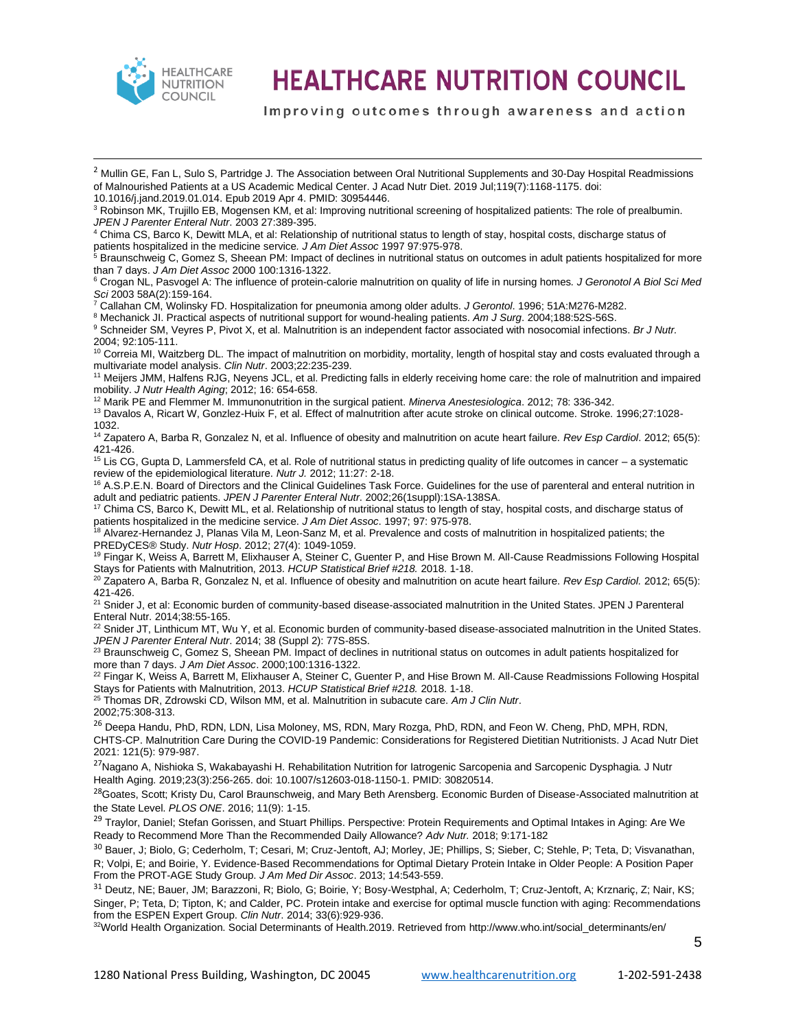[2] Mullin GE, Fan L, Sulo S, Partridge J. The Association between Oral Nutritional Supplements and 30-Day Hospital Readmissions of Malnourished Patients at a US Academic Medical Center. J Acad Nutr Diet. 2019 Jul;119(7):1168-1175. doi: 10.1016/j.jand.2019.01.014. Epub 2019 Apr 4. PMID: 30954446.

[3] Robinson MK, Trujillo EB, Mogensen KM, et al: Improving nutritional screening of hospitalized patients: The role of prealbumin. *JPEN J Parenter Enteral Nutr*. 2003 27:389-395.

[4] Chima CS, Barco K, Dewitt MLA, et al: Relationship of nutritional status to length of stay, hospital costs, discharge status of patients hospitalized in the medicine service*. J Am Diet Assoc* 1997 97:975-978.

[5] Braunschweig C, Gomez S, Sheean PM: Impact of declines in nutritional status on outcomes in adult patients hospitalized for more than 7 days. *J Am Diet Assoc* 2000 100:1316-1322.

[6] Crogan NL, Pasvogel A: The influence of protein-calorie malnutrition on quality of life in nursing homes*. J Geronotol A Biol Sci Med Sci* 2003 58A(2):159-164.

[7] Callahan CM, Wolinsky FD. Hospitalization for pneumonia among older adults. *J Gerontol*. 1996; 51A:M276-M282.

[8] Mechanick JI. Practical aspects of nutritional support for wound-healing patients. *Am J Surg*. 2004;188:52S-56S.

[9] Schneider SM, Veyres P, Pivot X, et al. Malnutrition is an independent factor associated with nosocomial infections. *Br J Nutr.* 2004; 92:105-111.

[10] Correia MI, Waitzberg DL. The impact of malnutrition on morbidity, mortality, length of hospital stay and costs evaluated through a multivariate model analysis. *Clin Nutr*. 2003;22:235-239.

[11] Meijers JMM, Halfens RJG, Neyens JCL, et al. Predicting falls in elderly receiving home care: the role of malnutrition and impaired mobility. *J Nutr Health Aging*; 2012; 16: 654-658.

[12] Marik PE and Flemmer M. Immunonutrition in the surgical patient. *Minerva Anestesiologica*. 2012; 78: 336-342.

[13] Davalos A, Ricart W, Gonzlez-Huix F, et al. Effect of malnutrition after acute stroke on clinical outcome. Stroke. 1996;27:1028-1032.

[14] Zapatero A, Barba R, Gonzalez N, et al. Influence of obesity and malnutrition on acute heart failure. *Rev Esp Cardiol*. 2012; 65(5): 421-426.

[15] Lis CG, Gupta D, Lammersfeld CA, et al. Role of nutritional status in predicting quality of life outcomes in cancer – a systematic review of the epidemiological literature. *Nutr J.* 2012; 11:27: 2-18.

[16] A.S.P.E.N. Board of Directors and the Clinical Guidelines Task Force. Guidelines for the use of parenteral and enteral nutrition in adult and pediatric patients. *JPEN J Parenter Enteral Nutr*. 2002;26(1suppl):1SA-138SA.

[17] Chima CS, Barco K, Dewitt ML, et al. Relationship of nutritional status to length of stay, hospital costs, and discharge status of patients hospitalized in the medicine service. *J Am Diet Assoc*. 1997; 97: 975-978.

[18] Alvarez-Hernandez J, Planas Vila M, Leon-Sanz M, et al. Prevalence and costs of malnutrition in hospitalized patients; the PREDyCES® Study. *Nutr Hosp*. 2012; 27(4): 1049-1059.

[19] Fingar K, Weiss A, Barrett M, Elixhauser A, Steiner C, Guenter P, and Hise Brown M. All-Cause Readmissions Following Hospital Stays for Patients with Malnutrition, 2013. *HCUP Statistical Brief #218.* 2018. 1-18.

[20] Zapatero A, Barba R, Gonzalez N, et al. Influence of obesity and malnutrition on acute heart failure. *Rev Esp Cardiol.* 2012; 65(5): 421-426.

[21] Snider J, et al: Economic burden of community-based disease-associated malnutrition in the United States. JPEN J Parenteral Enteral Nutr. 2014;38:55-165.

[22] Snider JT, Linthicum MT, Wu Y, et al. Economic burden of community-based disease-associated malnutrition in the United States. *JPEN J Parenter Enteral Nutr*. 2014; 38 (Suppl 2): 77S-85S.

[23] Braunschweig C, Gomez S, Sheean PM. Impact of declines in nutritional status on outcomes in adult patients hospitalized for more than 7 days. *J Am Diet Assoc*. 2000;100:1316-1322.

[22] Fingar K, Weiss A, Barrett M, Elixhauser A, Steiner C, Guenter P, and Hise Brown M. All-Cause Readmissions Following Hospital Stays for Patients with Malnutrition, 2013. *HCUP Statistical Brief #218.* 2018. 1-18.

[25] Thomas DR, Zdrowski CD, Wilson MM, et al. Malnutrition in subacute care. *Am J Clin Nutr*. 2002;75:308-313.

[26] Deepa Handu, PhD, RDN, LDN, Lisa Moloney, MS, RDN, Mary Rozga, PhD, RDN, and Feon W. Cheng, PhD, MPH, RDN, CHTS-CP. Malnutrition Care During the COVID-19 Pandemic: Considerations for Registered Dietitian Nutritionists. J Acad Nutr Diet 2021: 121(5): 979-987.

[27] Nagano A, Nishioka S, Wakabayashi H. Rehabilitation Nutrition for Iatrogenic Sarcopenia and Sarcopenic Dysphagia. J Nutr Health Aging. 2019;23(3):256-265. doi: 10.1007/s12603-018-1150-1. PMID: 30820514.

[28] Goates, Scott; Kristy Du, Carol Braunschweig, and Mary Beth Arensberg. Economic Burden of Disease-Associated malnutrition at the State Level*. PLOS ONE*. 2016; 11(9): 1-15.

[29] Traylor, Daniel; Stefan Gorissen, and Stuart Phillips. Perspective: Protein Requirements and Optimal Intakes in Aging: Are We Ready to Recommend More Than the Recommended Daily Allowance? *Adv Nutr.* 2018; 9:171-182

[30] Bauer, J; Biolo, G; Cederholm, T; Cesari, M; Cruz-Jentoft, AJ; Morley, JE; Phillips, S; Sieber, C; Stehle, P; Teta, D; Visvanathan, R; Volpi, E; and Boirie, Y. Evidence-Based Recommendations for Optimal Dietary Protein Intake in Older People: A Position Paper From the PROT-AGE Study Group. *J Am Med Dir Assoc*. 2013; 14:543-559.

[31] Deutz, NE; Bauer, JM; Barazzoni, R; Biolo, G; Boirie, Y; Bosy-Westphal, A; Cederholm, T; Cruz-Jentoft, A; Krznariç, Z; Nair, KS; Singer, P; Teta, D; Tipton, K; and Calder, PC. Protein intake and exercise for optimal muscle function with aging: Recommendations from the ESPEN Expert Group. *Clin Nutr*. 2014; 33(6):929-936.

[32] World Health Organization. Social Determinants of Health.2019. Retrieved from http://www.who.int/social_determinants/en/